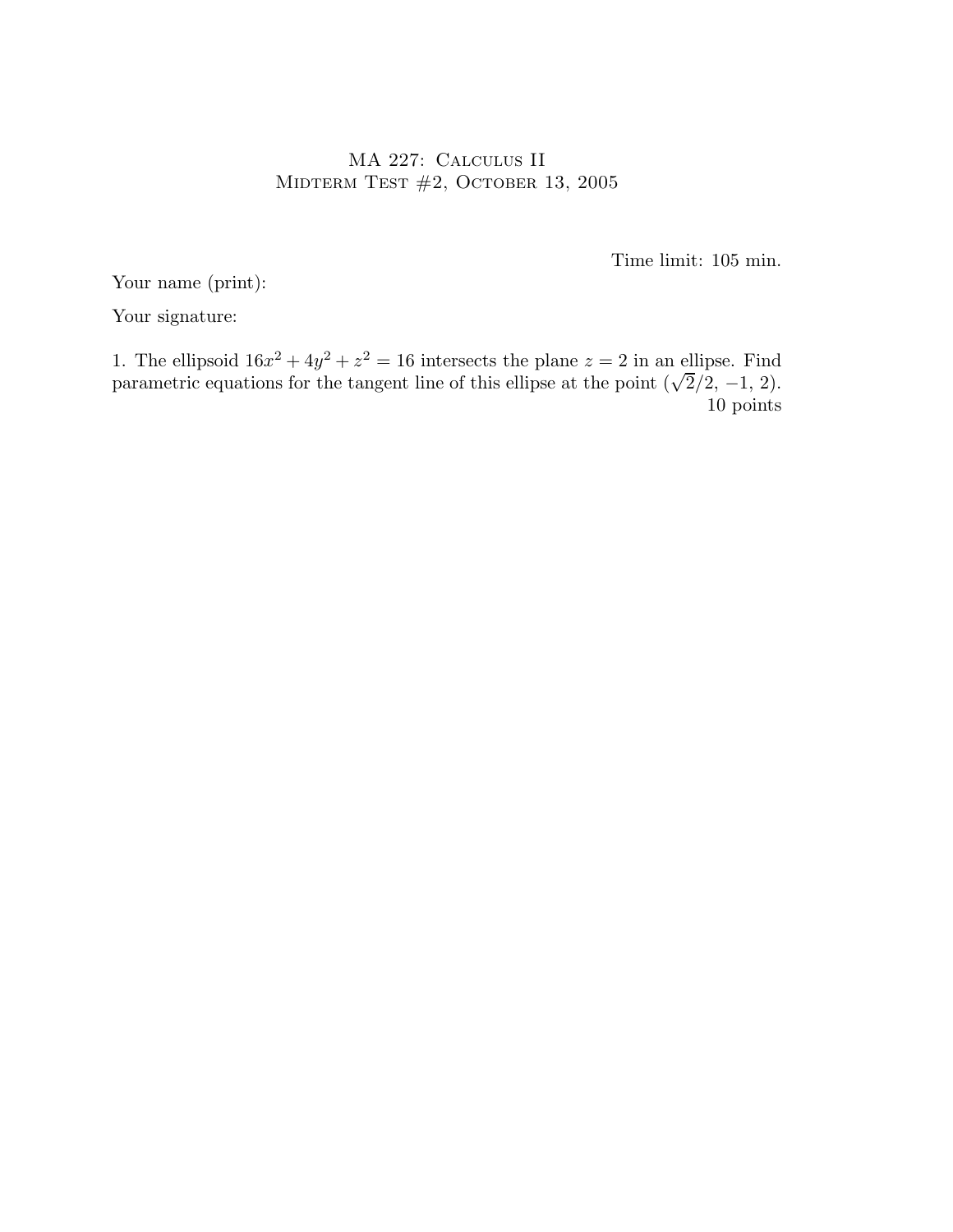# MA 227: Calculus II
## Midterm Test #2, October 13, 2005

Time limit: 105 min.

Your name (print):

Your signature:

1. The ellipsoid $16x^2 + 4y^2 + z^2 = 16$ intersects the plane $z = 2$ in an ellipse. Find parametric equations for the tangent line of this ellipse at the point $(\sqrt{2}/2, -1, 2)$.

10 points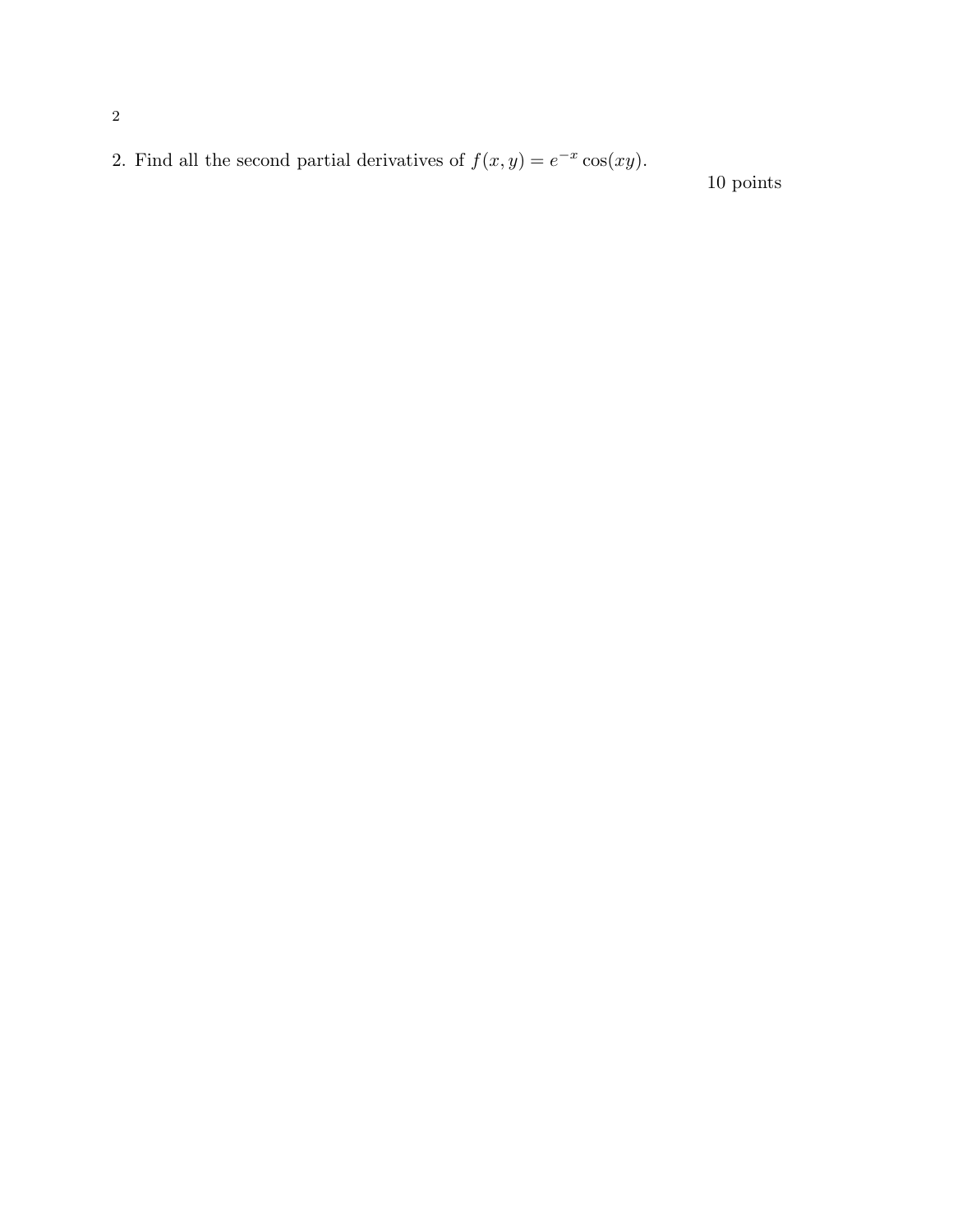2. Find all the second partial derivatives of $f(x, y) = e^{-x} \cos(xy)$.

10 points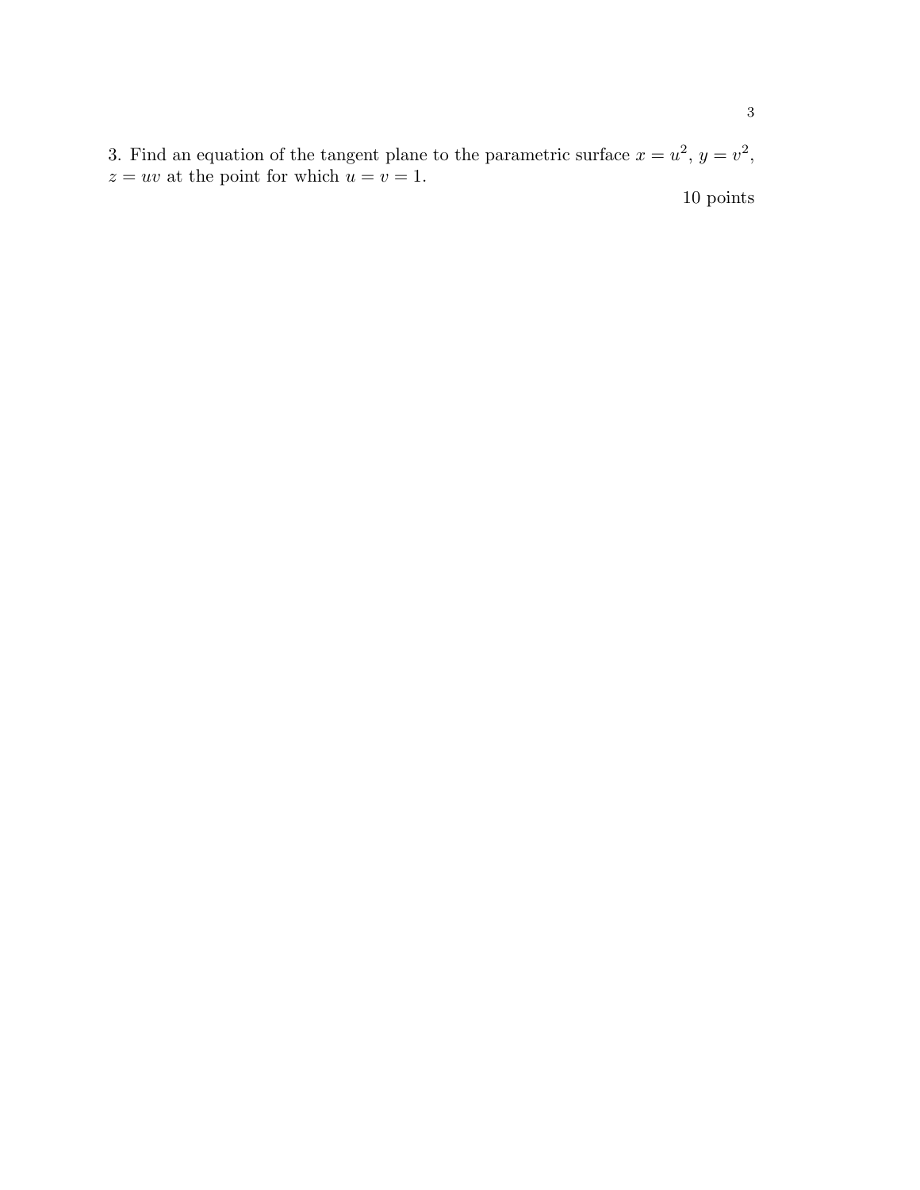3. Find an equation of the tangent plane to the parametric surface $x = u^2$, $y = v^2$, $z = uv$ at the point for which $u = v = 1$.

10 points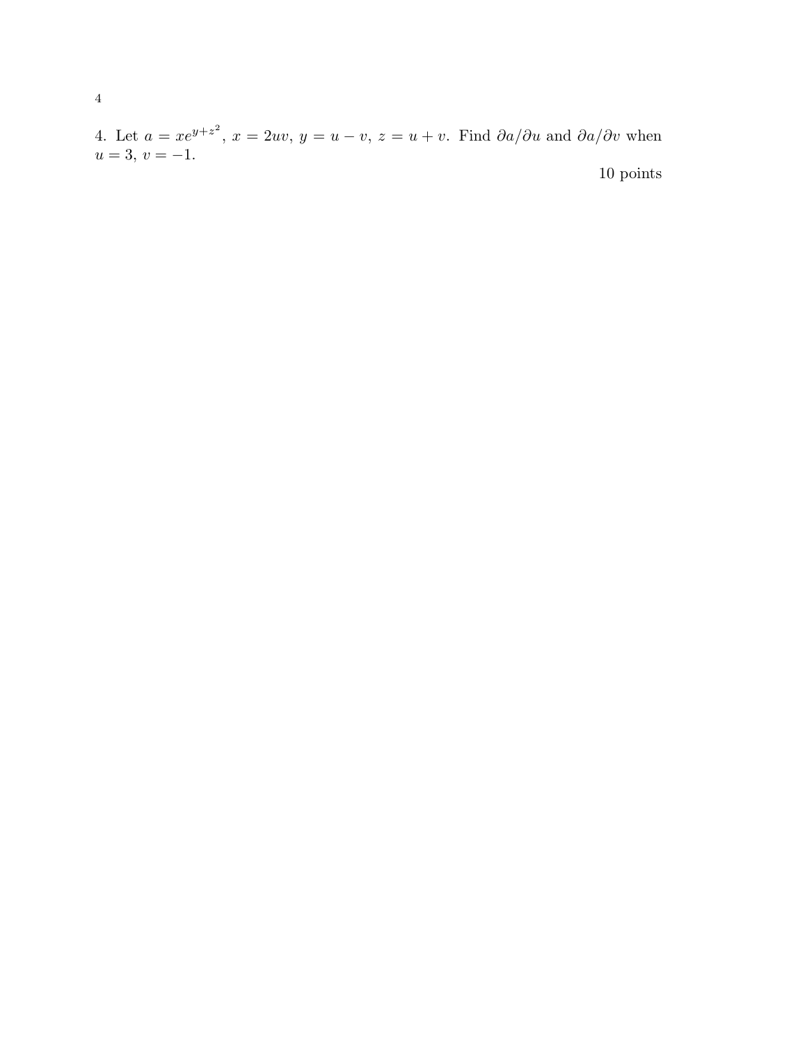4. Let $a = xe^{y+z^2}$, $x = 2uv$, $y = u - v$, $z = u + v$. Find $\partial a/\partial u$ and $\partial a/\partial v$ when $u = 3$, $v = -1$.

10 points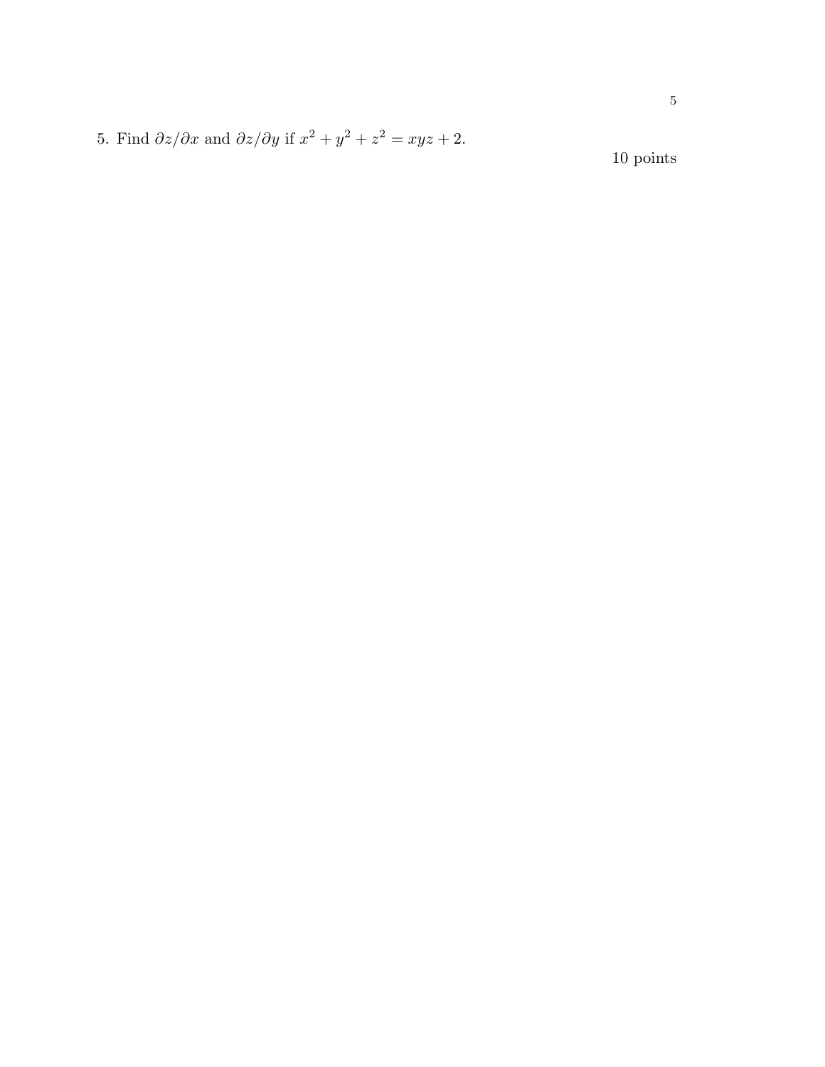5. Find $\partial z/\partial x$ and $\partial z/\partial y$ if $x^2 + y^2 + z^2 = xyz + 2$.

10 points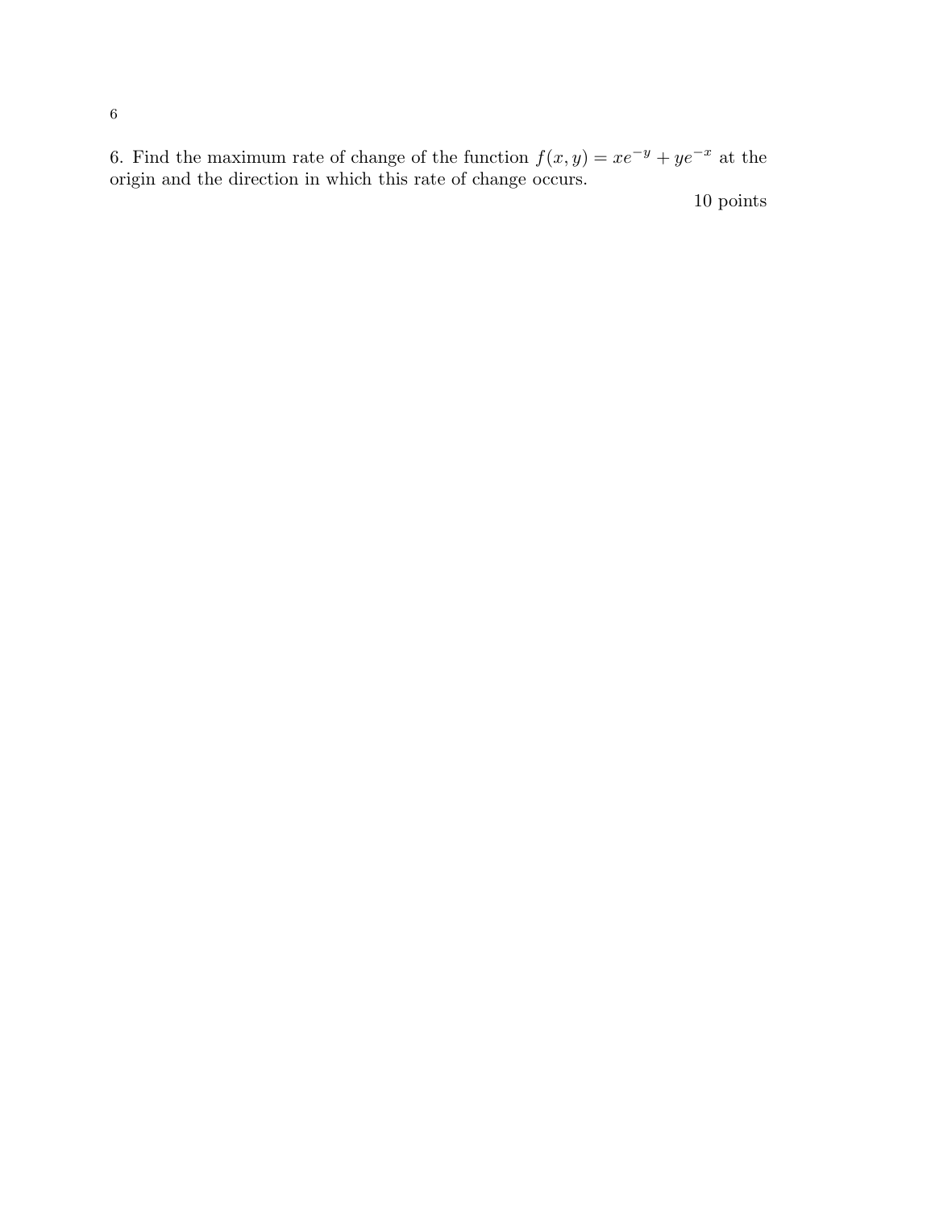6. Find the maximum rate of change of the function $f(x, y) = xe^{-y} + ye^{-x}$ at the origin and the direction in which this rate of change occurs.

10 points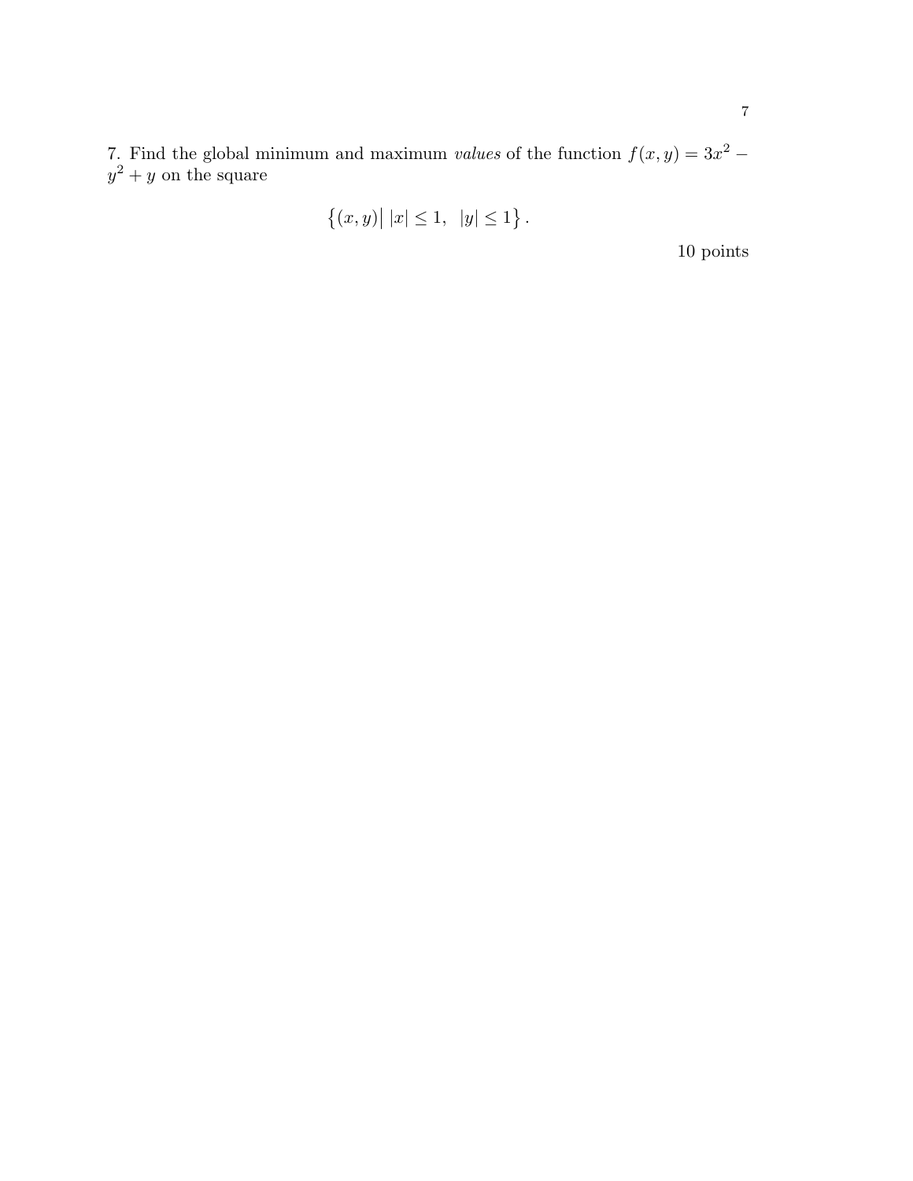7. Find the global minimum and maximum *values* of the function $f(x, y) = 3x^2 - y^2 + y$ on the square

$$\left\{(x, y) \middle| \; |x| \leq 1, \;\; |y| \leq 1\right\}.$$

10 points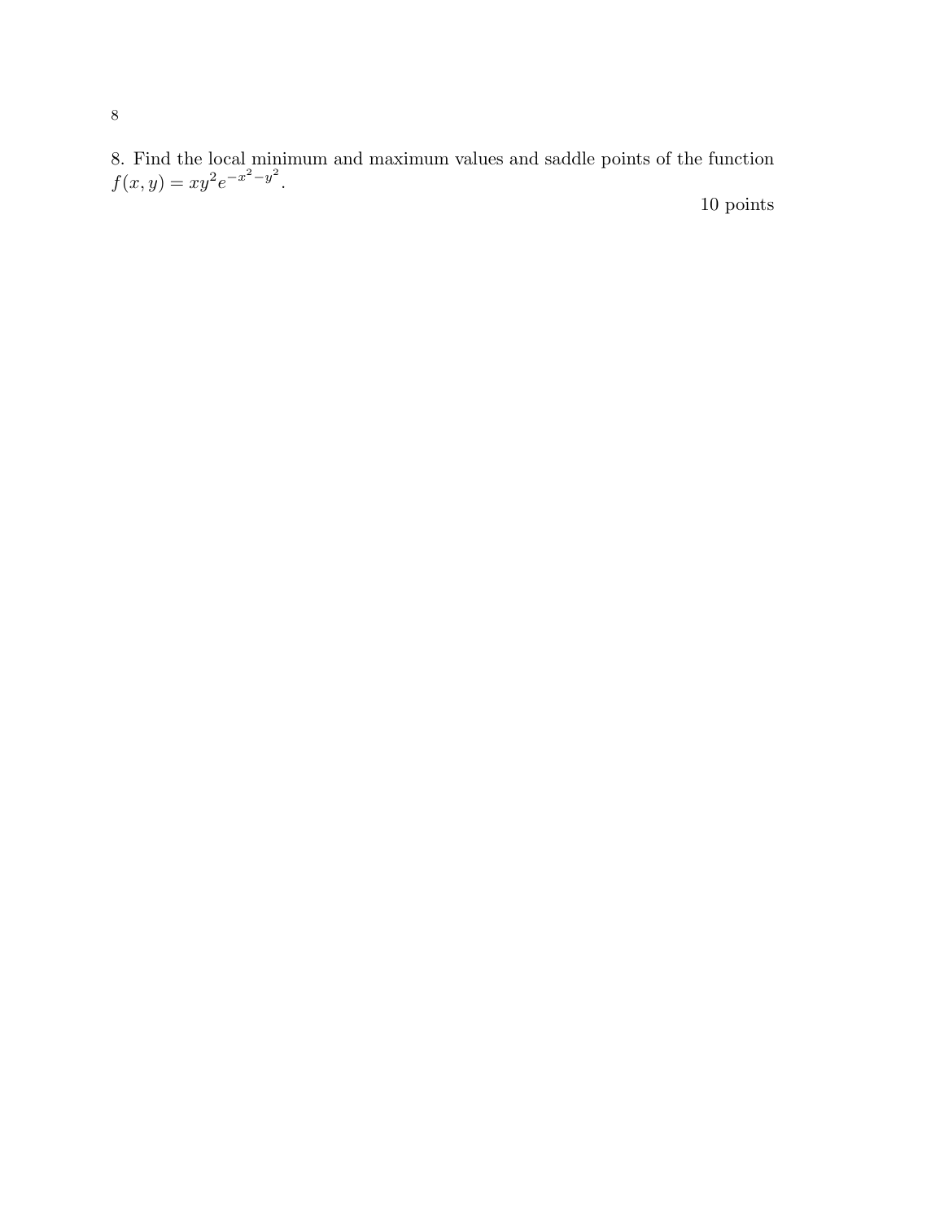8. Find the local minimum and maximum values and saddle points of the function $f(x, y) = xy^2 e^{-x^2-y^2}$.

10 points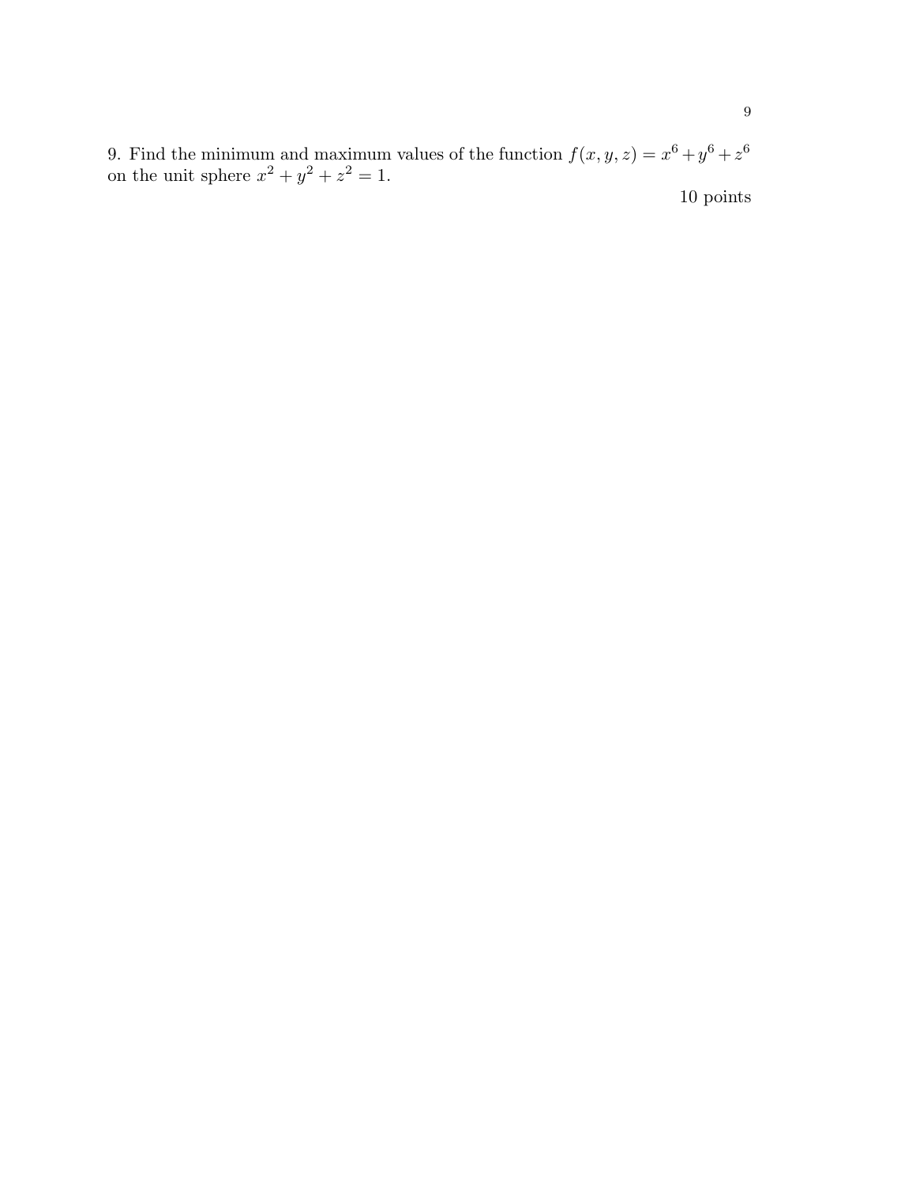9. Find the minimum and maximum values of the function $f(x, y, z) = x^6 + y^6 + z^6$ on the unit sphere $x^2 + y^2 + z^2 = 1$.

10 points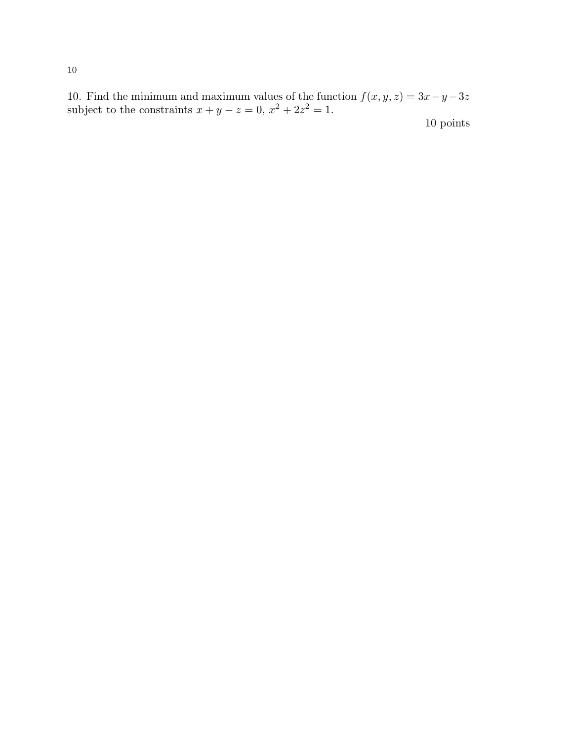10. Find the minimum and maximum values of the function $f(x, y, z) = 3x - y - 3z$ subject to the constraints $x + y - z = 0$, $x^2 + 2z^2 = 1$.

10 points